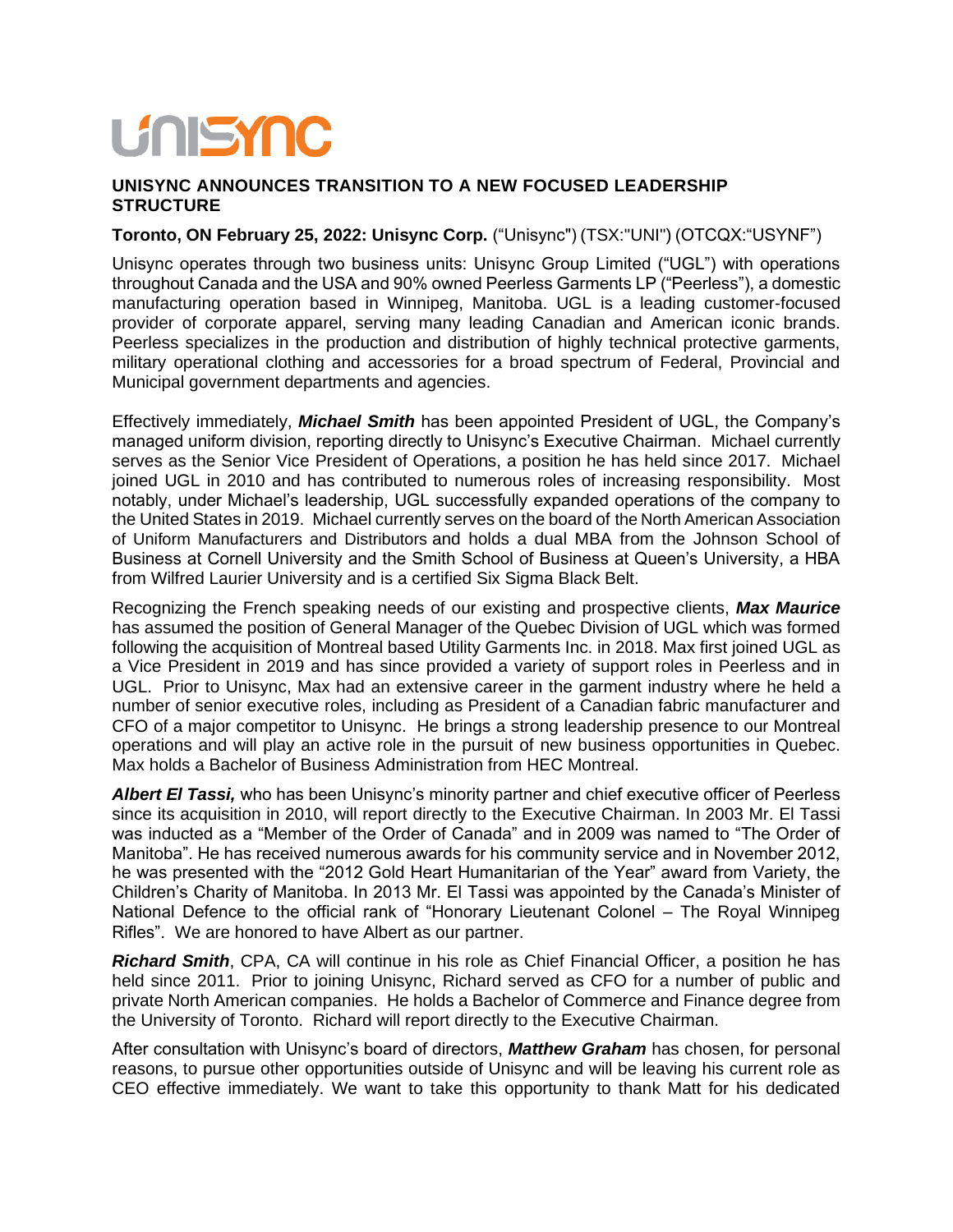UNISYNC

## UNISYNC ANNOUNCES TRANSITION TO A NEW FOCUSED LEADERSHIP STRUCTURE

**Toronto, ON February 25, 2022: Unisync Corp.** ("Unisync") (TSX:"UNI") (OTCQX:"USYNF")

Unisync operates through two business units: Unisync Group Limited ("UGL") with operations throughout Canada and the USA and 90% owned Peerless Garments LP ("Peerless"), a domestic manufacturing operation based in Winnipeg, Manitoba. UGL is a leading customer-focused provider of corporate apparel, serving many leading Canadian and American iconic brands. Peerless specializes in the production and distribution of highly technical protective garments, military operational clothing and accessories for a broad spectrum of Federal, Provincial and Municipal government departments and agencies.

Effectively immediately, ***Michael Smith*** has been appointed President of UGL, the Company's managed uniform division, reporting directly to Unisync's Executive Chairman. Michael currently serves as the Senior Vice President of Operations, a position he has held since 2017. Michael joined UGL in 2010 and has contributed to numerous roles of increasing responsibility. Most notably, under Michael's leadership, UGL successfully expanded operations of the company to the United States in 2019. Michael currently serves on the board of the North American Association of Uniform Manufacturers and Distributors and holds a dual MBA from the Johnson School of Business at Cornell University and the Smith School of Business at Queen's University, a HBA from Wilfred Laurier University and is a certified Six Sigma Black Belt.

Recognizing the French speaking needs of our existing and prospective clients, ***Max Maurice*** has assumed the position of General Manager of the Quebec Division of UGL which was formed following the acquisition of Montreal based Utility Garments Inc. in 2018. Max first joined UGL as a Vice President in 2019 and has since provided a variety of support roles in Peerless and in UGL. Prior to Unisync, Max had an extensive career in the garment industry where he held a number of senior executive roles, including as President of a Canadian fabric manufacturer and CFO of a major competitor to Unisync. He brings a strong leadership presence to our Montreal operations and will play an active role in the pursuit of new business opportunities in Quebec. Max holds a Bachelor of Business Administration from HEC Montreal.

***Albert El Tassi,*** who has been Unisync's minority partner and chief executive officer of Peerless since its acquisition in 2010, will report directly to the Executive Chairman. In 2003 Mr. El Tassi was inducted as a "Member of the Order of Canada" and in 2009 was named to "The Order of Manitoba". He has received numerous awards for his community service and in November 2012, he was presented with the "2012 Gold Heart Humanitarian of the Year" award from Variety, the Children's Charity of Manitoba. In 2013 Mr. El Tassi was appointed by the Canada's Minister of National Defence to the official rank of "Honorary Lieutenant Colonel – The Royal Winnipeg Rifles". We are honored to have Albert as our partner.

***Richard Smith***, CPA, CA will continue in his role as Chief Financial Officer, a position he has held since 2011. Prior to joining Unisync, Richard served as CFO for a number of public and private North American companies. He holds a Bachelor of Commerce and Finance degree from the University of Toronto. Richard will report directly to the Executive Chairman.

After consultation with Unisync's board of directors, ***Matthew Graham*** has chosen, for personal reasons, to pursue other opportunities outside of Unisync and will be leaving his current role as CEO effective immediately. We want to take this opportunity to thank Matt for his dedicated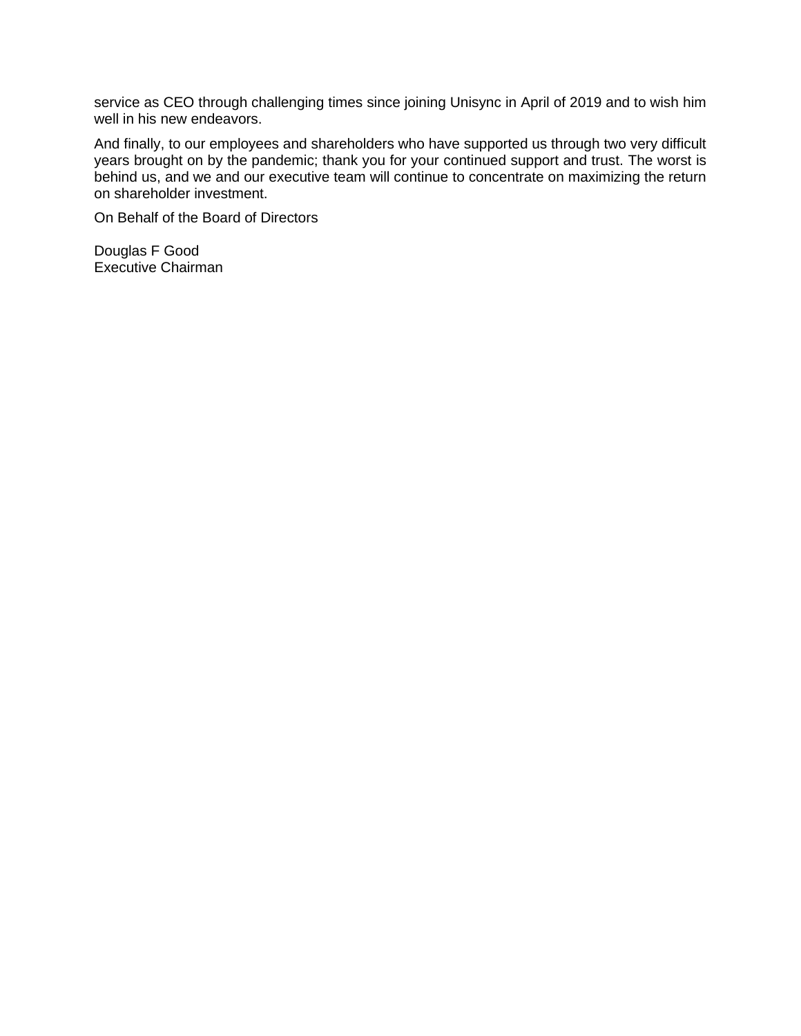service as CEO through challenging times since joining Unisync in April of 2019 and to wish him well in his new endeavors.

And finally, to our employees and shareholders who have supported us through two very difficult years brought on by the pandemic; thank you for your continued support and trust. The worst is behind us, and we and our executive team will continue to concentrate on maximizing the return on shareholder investment.

On Behalf of the Board of Directors

Douglas F Good
Executive Chairman